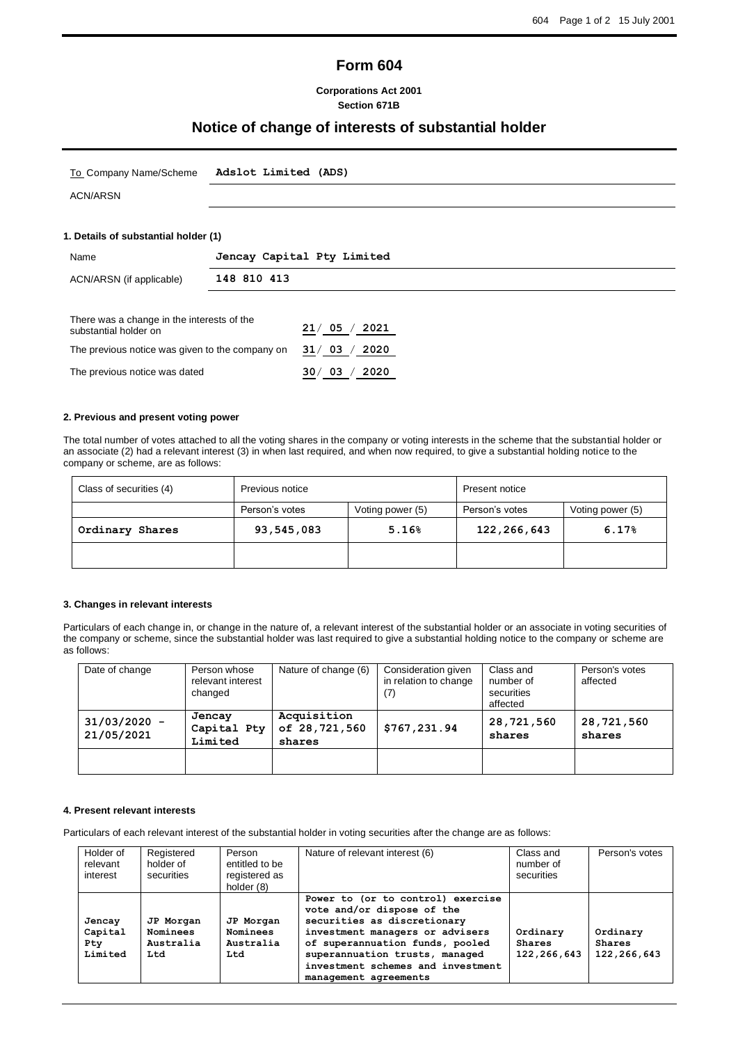# Form 604

**Corporations Act 2001**
**Section 671B**

## Notice of change of interests of substantial holder

| To Company Name/Scheme | **Adslot Limited (ADS)** |
|---|---|
| ACN/ARSN | |

### 1. Details of substantial holder (1)

| Name | **Jencay Capital Pty Limited** |
|---|---|
| ACN/ARSN (if applicable) | **148 810 413** |

| | |
|---|---|
| There was a change in the interests of the substantial holder on | **21/ 05 / 2021** |
| The previous notice was given to the company on | **31/ 03 / 2020** |
| The previous notice was dated | **30/ 03 / 2020** |

### 2. Previous and present voting power

The total number of votes attached to all the voting shares in the company or voting interests in the scheme that the substantial holder or an associate (2) had a relevant interest (3) in when last required, and when now required, to give a substantial holding notice to the company or scheme, are as follows:

| Class of securities (4) | Previous notice | | Present notice | |
|---|---|---|---|---|
| | Person's votes | Voting power (5) | Person's votes | Voting power (5) |
| **Ordinary Shares** | **93,545,083** | **5.16%** | **122,266,643** | **6.17%** |
| | | | | |

### 3. Changes in relevant interests

Particulars of each change in, or change in the nature of, a relevant interest of the substantial holder or an associate in voting securities of the company or scheme, since the substantial holder was last required to give a substantial holding notice to the company or scheme are as follows:

| Date of change | Person whose relevant interest changed | Nature of change (6) | Consideration given in relation to change (7) | Class and number of securities affected | Person's votes affected |
|---|---|---|---|---|---|
| **31/03/2020 - 21/05/2021** | **Jencay Capital Pty Limited** | **Acquisition of 28,721,560 shares** | **$767,231.94** | **28,721,560 shares** | **28,721,560 shares** |
| | | | | | |

### 4. Present relevant interests

Particulars of each relevant interest of the substantial holder in voting securities after the change are as follows:

| Holder of relevant interest | Registered holder of securities | Person entitled to be registered as holder (8) | Nature of relevant interest (6) | Class and number of securities | Person's votes |
|---|---|---|---|---|---|
| **Jencay Capital Pty Limited** | **JP Morgan Nominees Australia Ltd** | **JP Morgan Nominees Australia Ltd** | **Power to (or to control) exercise vote and/or dispose of the securities as discretionary investment managers or advisers of superannuation funds, pooled superannuation trusts, managed investment schemes and investment management agreements** | **Ordinary Shares 122,266,643** | **Ordinary Shares 122,266,643** |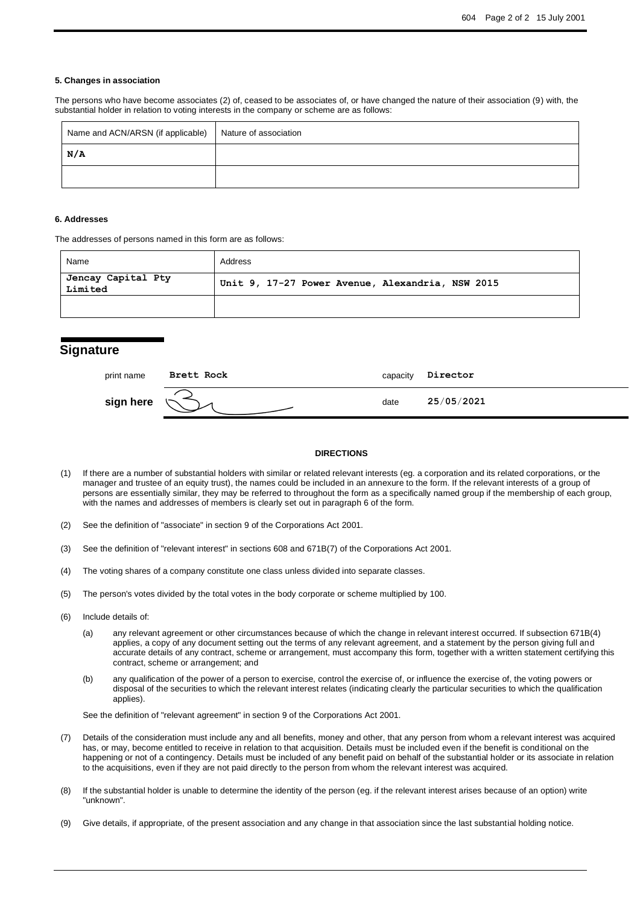#### 5. Changes in association

The persons who have become associates (2) of, ceased to be associates of, or have changed the nature of their association (9) with, the substantial holder in relation to voting interests in the company or scheme are as follows:

| Name and ACN/ARSN (if applicable) | Nature of association |
|---|---|
| N/A | |
| | |

#### 6. Addresses

The addresses of persons named in this form are as follows:

| Name | Address |
|---|---|
| Jencay Capital Pty Limited | Unit 9, 17-27 Power Avenue, Alexandria, NSW 2015 |
| | |

## Signature

| | | | |
|---|---|---|---|
| print name | Brett Rock | capacity | Director |
| sign here | | date | 25/05/2021 |

**DIRECTIONS**

(1) If there are a number of substantial holders with similar or related relevant interests (eg. a corporation and its related corporations, or the manager and trustee of an equity trust), the names could be included in an annexure to the form. If the relevant interests of a group of persons are essentially similar, they may be referred to throughout the form as a specifically named group if the membership of each group, with the names and addresses of members is clearly set out in paragraph 6 of the form.

(2) See the definition of "associate" in section 9 of the Corporations Act 2001.

(3) See the definition of "relevant interest" in sections 608 and 671B(7) of the Corporations Act 2001.

(4) The voting shares of a company constitute one class unless divided into separate classes.

(5) The person's votes divided by the total votes in the body corporate or scheme multiplied by 100.

(6) Include details of:

  (a) any relevant agreement or other circumstances because of which the change in relevant interest occurred. If subsection 671B(4) applies, a copy of any document setting out the terms of any relevant agreement, and a statement by the person giving full and accurate details of any contract, scheme or arrangement, must accompany this form, together with a written statement certifying this contract, scheme or arrangement; and

  (b) any qualification of the power of a person to exercise, control the exercise of, or influence the exercise of, the voting powers or disposal of the securities to which the relevant interest relates (indicating clearly the particular securities to which the qualification applies).

  See the definition of "relevant agreement" in section 9 of the Corporations Act 2001.

(7) Details of the consideration must include any and all benefits, money and other, that any person from whom a relevant interest was acquired has, or may, become entitled to receive in relation to that acquisition. Details must be included even if the benefit is conditional on the happening or not of a contingency. Details must be included of any benefit paid on behalf of the substantial holder or its associate in relation to the acquisitions, even if they are not paid directly to the person from whom the relevant interest was acquired.

(8) If the substantial holder is unable to determine the identity of the person (eg. if the relevant interest arises because of an option) write "unknown".

(9) Give details, if appropriate, of the present association and any change in that association since the last substantial holding notice.